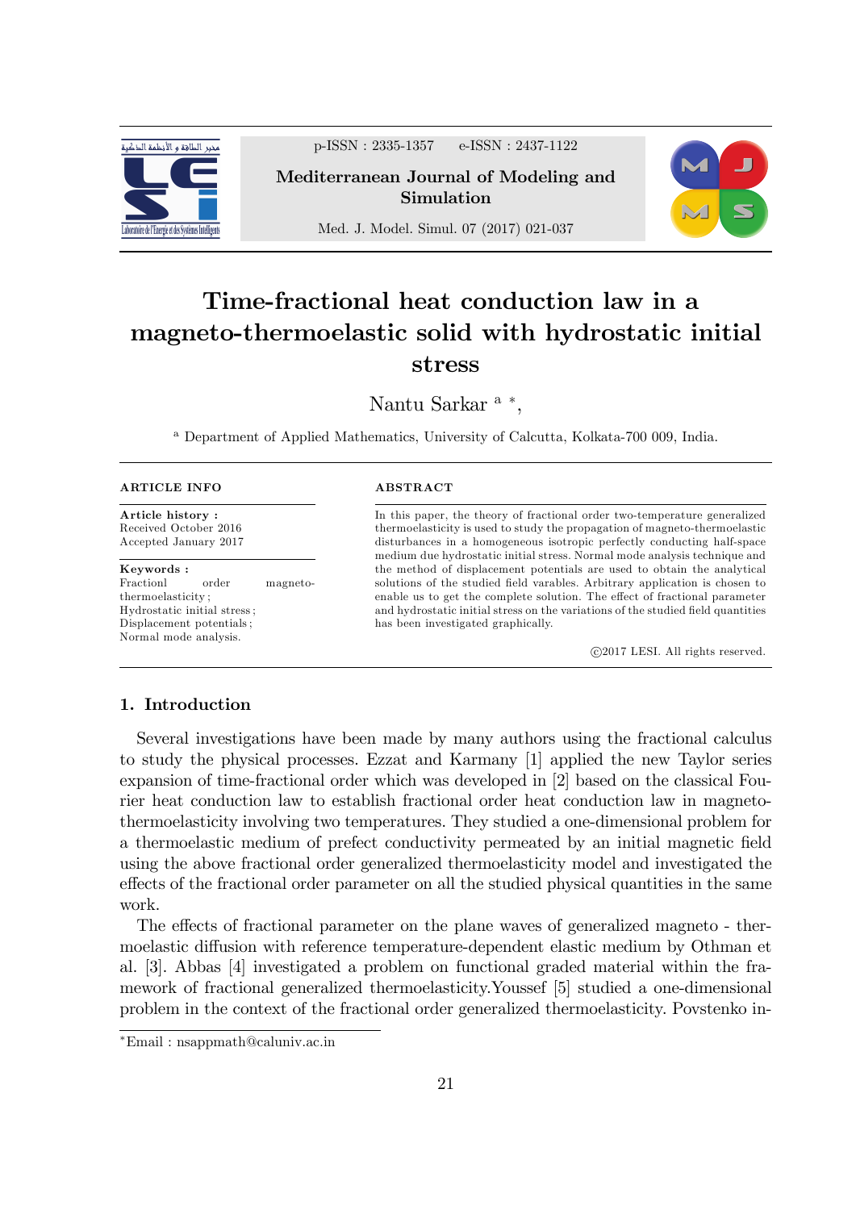# Time-fractional heat conduction law in a magneto-thermoelastic solid with hydrostatic initial stress

Nantu Sarkar [a] *,

[a] Department of Applied Mathematics, University of Calcutta, Kolkata-700 009, India.

**ARTICLE INFO**

**Article history :**
Received October 2016
Accepted January 2017

**Keywords :**
Fractionl order magneto-thermoelasticity ;
Hydrostatic initial stress ;
Displacement potentials ;
Normal mode analysis.

**ABSTRACT**

In this paper, the theory of fractional order two-temperature generalized thermoelasticity is used to study the propagation of magneto-thermoelastic disturbances in a homogeneous isotropic perfectly conducting half-space medium due hydrostatic initial stress. Normal mode analysis technique and the method of displacement potentials are used to obtain the analytical solutions of the studied field varables. Arbitrary application is chosen to enable us to get the complete solution. The effect of fractional parameter and hydrostatic initial stress on the variations of the studied field quantities has been investigated graphically.

©2017 LESI. All rights reserved.

## 1. Introduction

Several investigations have been made by many authors using the fractional calculus to study the physical processes. Ezzat and Karmany [1] applied the new Taylor series expansion of time-fractional order which was developed in [2] based on the classical Fourier heat conduction law to establish fractional order heat conduction law in magneto-thermoelasticity involving two temperatures. They studied a one-dimensional problem for a thermoelastic medium of prefect conductivity permeated by an initial magnetic field using the above fractional order generalized thermoelasticity model and investigated the effects of the fractional order parameter on all the studied physical quantities in the same work.

The effects of fractional parameter on the plane waves of generalized magneto - thermoelastic diffusion with reference temperature-dependent elastic medium by Othman et al. [3]. Abbas [4] investigated a problem on functional graded material within the framework of fractional generalized thermoelasticity.Youssef [5] studied a one-dimensional problem in the context of the fractional order generalized thermoelasticity. Povstenko in-

*Email : nsappmath@caluniv.ac.in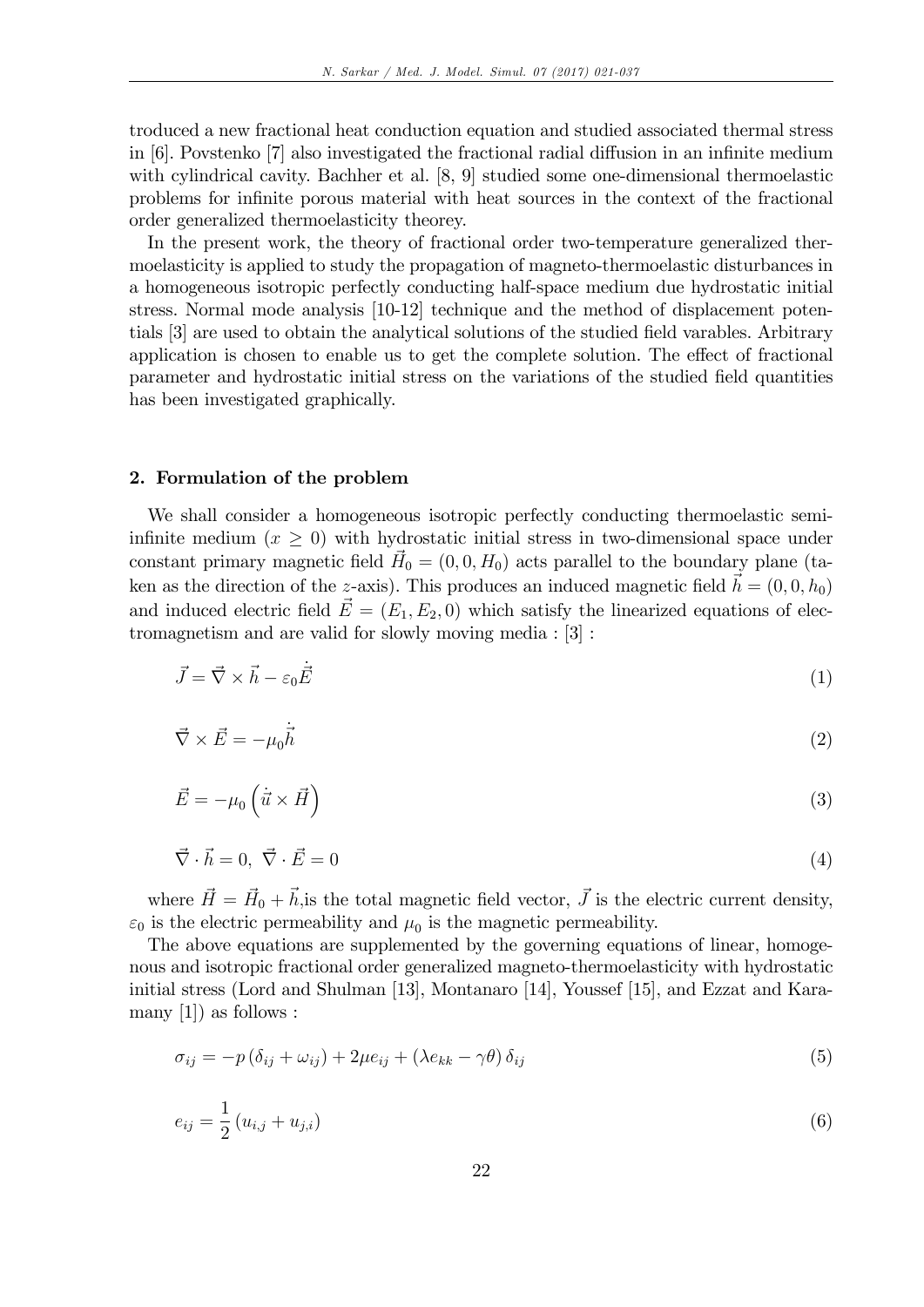troduced a new fractional heat conduction equation and studied associated thermal stress in [6]. Povstenko [7] also investigated the fractional radial diffusion in an infinite medium with cylindrical cavity. Bachher et al. [8, 9] studied some one-dimensional thermoelastic problems for infinite porous material with heat sources in the context of the fractional order generalized thermoelasticity theorey.

In the present work, the theory of fractional order two-temperature generalized thermoelasticity is applied to study the propagation of magneto-thermoelastic disturbances in a homogeneous isotropic perfectly conducting half-space medium due hydrostatic initial stress. Normal mode analysis [10-12] technique and the method of displacement potentials [3] are used to obtain the analytical solutions of the studied field varables. Arbitrary application is chosen to enable us to get the complete solution. The effect of fractional parameter and hydrostatic initial stress on the variations of the studied field quantities has been investigated graphically.

## 2. Formulation of the problem

We shall consider a homogeneous isotropic perfectly conducting thermoelastic semi-infinite medium ($x \geq 0$) with hydrostatic initial stress in two-dimensional space under constant primary magnetic field $\vec{H}_0 = (0, 0, H_0)$ acts parallel to the boundary plane (taken as the direction of the $z$-axis). This produces an induced magnetic field $\vec{h} = (0, 0, h_0)$ and induced electric field $\vec{E} = (E_1, E_2, 0)$ which satisfy the linearized equations of electromagnetism and are valid for slowly moving media : [3] :

$$\vec{J} = \vec{\nabla} \times \vec{h} - \varepsilon_0 \dot{\vec{E}} \tag{1}$$

$$\vec{\nabla} \times \vec{E} = -\mu_0 \dot{\vec{h}} \tag{2}$$

$$\vec{E} = -\mu_0 \left( \dot{\vec{u}} \times \vec{H} \right) \tag{3}$$

$$\vec{\nabla} \cdot \vec{h} = 0, \ \vec{\nabla} \cdot \vec{E} = 0 \tag{4}$$

where $\vec{H} = \vec{H}_0 + \vec{h}$,is the total magnetic field vector, $\vec{J}$ is the electric current density, $\varepsilon_0$ is the electric permeability and $\mu_0$ is the magnetic permeability.

The above equations are supplemented by the governing equations of linear, homogenous and isotropic fractional order generalized magneto-thermoelasticity with hydrostatic initial stress (Lord and Shulman [13], Montanaro [14], Youssef [15], and Ezzat and Karamany [1]) as follows :

$$\sigma_{ij} = -p \left( \delta_{ij} + \omega_{ij} \right) + 2\mu e_{ij} + \left( \lambda e_{kk} - \gamma \theta \right) \delta_{ij} \tag{5}$$

$$e_{ij} = \frac{1}{2} \left( u_{i,j} + u_{j,i} \right) \tag{6}$$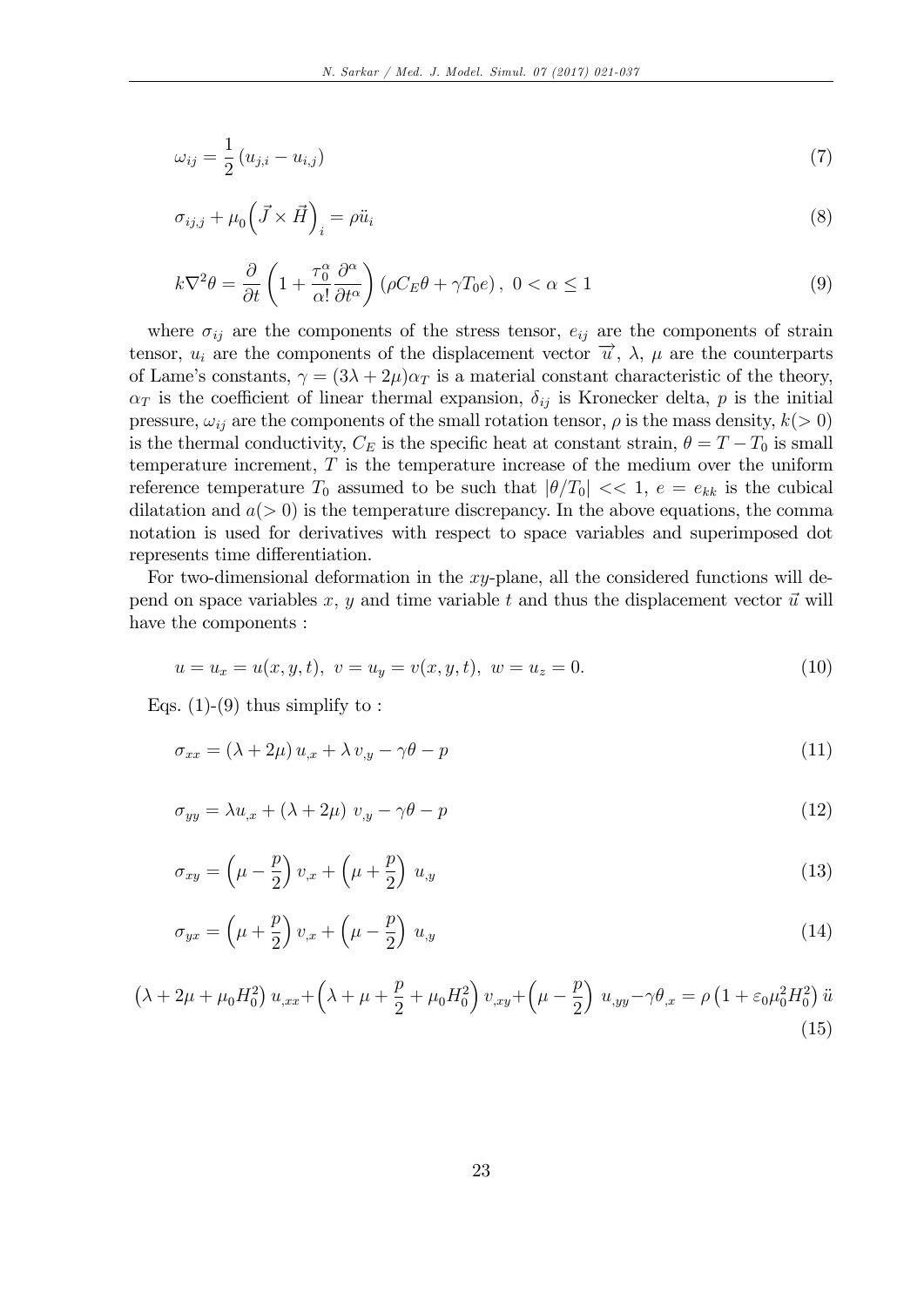$$\omega_{ij} = \frac{1}{2}\left(u_{j,i} - u_{i,j}\right) \tag{7}$$

$$\sigma_{ij,j} + \mu_0\left(\vec{J} \times \vec{H}\right)_i = \rho \ddot{u}_i \tag{8}$$

$$k\nabla^2\theta = \frac{\partial}{\partial t}\left(1 + \frac{\tau_0^\alpha}{\alpha!}\frac{\partial^\alpha}{\partial t^\alpha}\right)\left(\rho C_E \theta + \gamma T_0 e\right),\ 0 < \alpha \leq 1 \tag{9}$$

where $\sigma_{ij}$ are the components of the stress tensor, $e_{ij}$ are the components of strain tensor, $u_i$ are the components of the displacement vector $\overrightarrow{u}$, $\lambda$, $\mu$ are the counterparts of Lame's constants, $\gamma = (3\lambda + 2\mu)\alpha_T$ is a material constant characteristic of the theory, $\alpha_T$ is the coefficient of linear thermal expansion, $\delta_{ij}$ is Kronecker delta, $p$ is the initial pressure, $\omega_{ij}$ are the components of the small rotation tensor, $\rho$ is the mass density, $k(> 0)$ is the thermal conductivity, $C_E$ is the specific heat at constant strain, $\theta = T - T_0$ is small temperature increment, $T$ is the temperature increase of the medium over the uniform reference temperature $T_0$ assumed to be such that $|\theta/T_0| << 1$, $e = e_{kk}$ is the cubical dilatation and $a(> 0)$ is the temperature discrepancy. In the above equations, the comma notation is used for derivatives with respect to space variables and superimposed dot represents time differentiation.

For two-dimensional deformation in the $xy$-plane, all the considered functions will depend on space variables $x$, $y$ and time variable $t$ and thus the displacement vector $\vec{u}$ will have the components :

$$u = u_x = u(x, y, t),\ v = u_y = v(x, y, t),\ w = u_z = 0. \tag{10}$$

Eqs. (1)-(9) thus simplify to :

$$\sigma_{xx} = (\lambda + 2\mu)\, u_{,x} + \lambda\, v_{,y} - \gamma\theta - p \tag{11}$$

$$\sigma_{yy} = \lambda u_{,x} + (\lambda + 2\mu)\ v_{,y} - \gamma\theta - p \tag{12}$$

$$\sigma_{xy} = \left(\mu - \frac{p}{2}\right) v_{,x} + \left(\mu + \frac{p}{2}\right)\ u_{,y} \tag{13}$$

$$\sigma_{yx} = \left(\mu + \frac{p}{2}\right) v_{,x} + \left(\mu - \frac{p}{2}\right)\ u_{,y} \tag{14}$$

$$\left(\lambda + 2\mu + \mu_0 H_0^2\right) u_{,xx} + \left(\lambda + \mu + \frac{p}{2} + \mu_0 H_0^2\right) v_{,xy} + \left(\mu - \frac{p}{2}\right)\ u_{,yy} - \gamma\theta_{,x} = \rho\left(1 + \varepsilon_0 \mu_0^2 H_0^2\right) \ddot{u} \tag{15}$$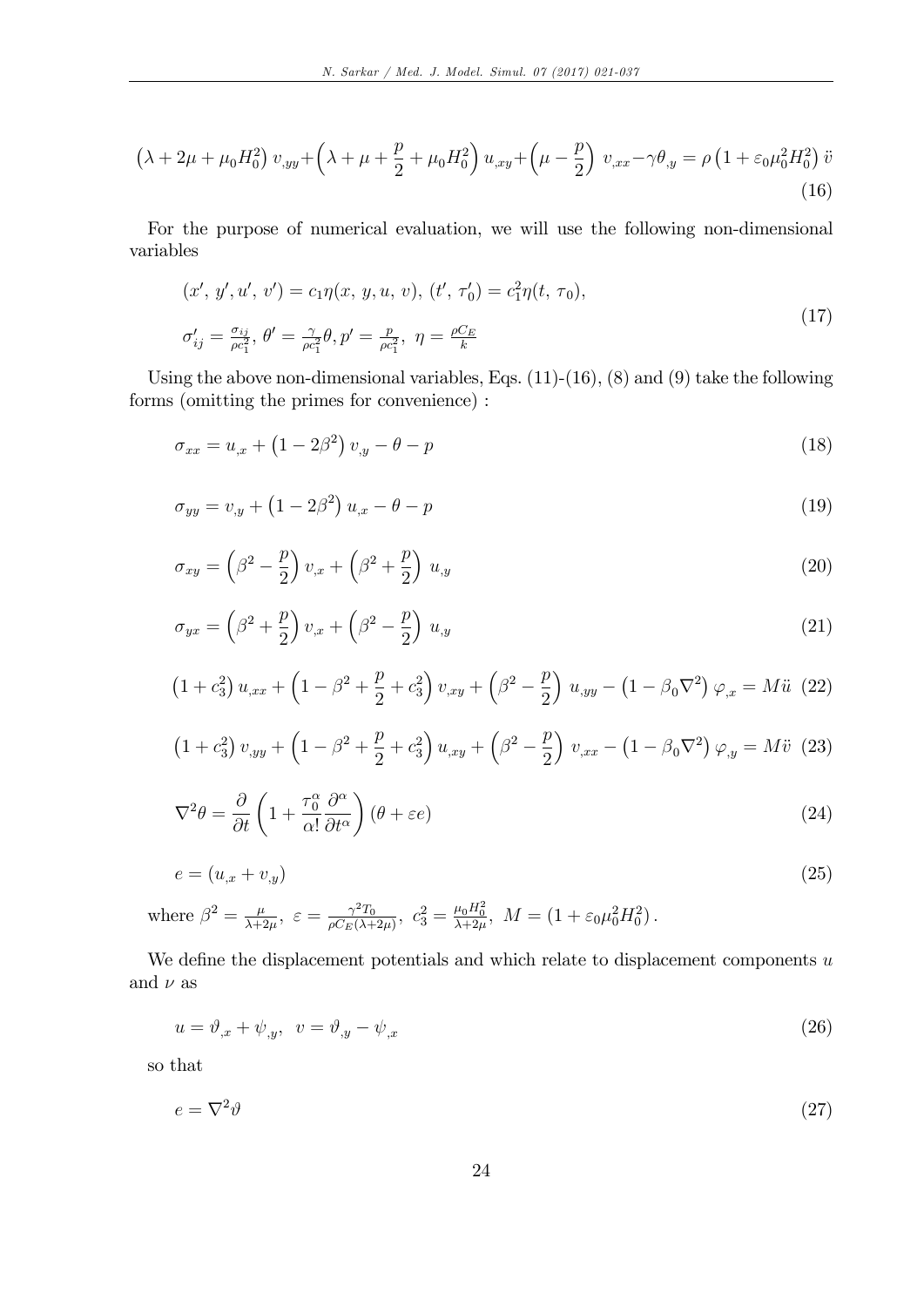$$\left(\lambda+2\mu+\mu_0 H_0^2\right) v_{,yy}+\left(\lambda+\mu+\frac{p}{2}+\mu_0 H_0^2\right) u_{,xy}+\left(\mu-\frac{p}{2}\right) v_{,xx}-\gamma\theta_{,y}=\rho\left(1+\varepsilon_0\mu_0^2 H_0^2\right)\ddot{v} \tag{16}$$

For the purpose of numerical evaluation, we will use the following non-dimensional variables

$$\begin{aligned}
&(x',\, y', u',\, v') = c_1\eta(x,\, y, u,\, v),\ (t',\, \tau_0') = c_1^2\eta(t,\, \tau_0),\\
&\sigma'_{ij} = \tfrac{\sigma_{ij}}{\rho c_1^2},\ \theta' = \tfrac{\gamma}{\rho c_1^2}\theta, p' = \tfrac{p}{\rho c_1^2},\ \eta = \tfrac{\rho C_E}{k}
\end{aligned} \tag{17}$$

Using the above non-dimensional variables, Eqs. (11)-(16), (8) and (9) take the following forms (omitting the primes for convenience) :

$$\sigma_{xx} = u_{,x} + \left(1-2\beta^2\right) v_{,y} - \theta - p \tag{18}$$

$$\sigma_{yy} = v_{,y} + \left(1-2\beta^2\right) u_{,x} - \theta - p \tag{19}$$

$$\sigma_{xy} = \left(\beta^2 - \frac{p}{2}\right) v_{,x} + \left(\beta^2 + \frac{p}{2}\right) u_{,y} \tag{20}$$

$$\sigma_{yx} = \left(\beta^2 + \frac{p}{2}\right) v_{,x} + \left(\beta^2 - \frac{p}{2}\right) u_{,y} \tag{21}$$

$$\left(1+c_3^2\right) u_{,xx} + \left(1-\beta^2+\frac{p}{2}+c_3^2\right) v_{,xy} + \left(\beta^2-\frac{p}{2}\right) u_{,yy} - \left(1-\beta_0\nabla^2\right)\varphi_{,x} = M\ddot{u} \tag{22}$$

$$\left(1+c_3^2\right) v_{,yy} + \left(1-\beta^2+\frac{p}{2}+c_3^2\right) u_{,xy} + \left(\beta^2-\frac{p}{2}\right) v_{,xx} - \left(1-\beta_0\nabla^2\right)\varphi_{,y} = M\ddot{v} \tag{23}$$

$$\nabla^2\theta = \frac{\partial}{\partial t}\left(1+\frac{\tau_0^\alpha}{\alpha!}\frac{\partial^\alpha}{\partial t^\alpha}\right)(\theta+\varepsilon e) \tag{24}$$

$$e = (u_{,x} + v_{,y}) \tag{25}$$

where $\beta^2 = \frac{\mu}{\lambda+2\mu},\ \varepsilon = \frac{\gamma^2 T_0}{\rho C_E(\lambda+2\mu)},\ c_3^2 = \frac{\mu_0 H_0^2}{\lambda+2\mu},\ M = \left(1+\varepsilon_0\mu_0^2 H_0^2\right).$

We define the displacement potentials and which relate to displacement components $u$ and $\nu$ as

$$u = \vartheta_{,x} + \psi_{,y},\ \ v = \vartheta_{,y} - \psi_{,x} \tag{26}$$

so that

$$e = \nabla^2\vartheta \tag{27}$$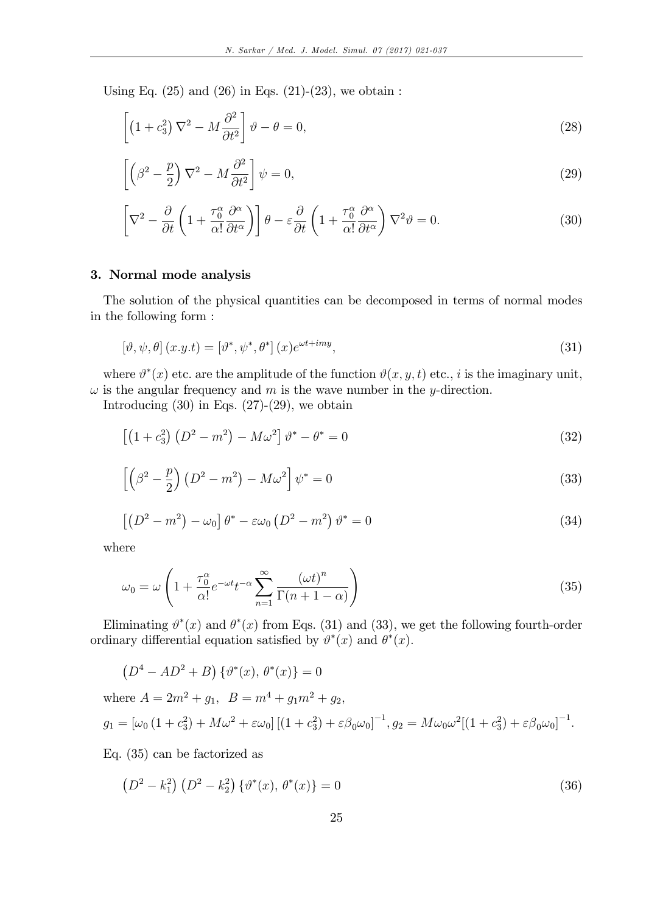Using Eq. (25) and (26) in Eqs. (21)-(23), we obtain :

$$\left[\left(1+c_3^2\right)\nabla^2 - M\frac{\partial^2}{\partial t^2}\right]\vartheta - \theta = 0, \tag{28}$$

$$\left[\left(\beta^2 - \frac{p}{2}\right)\nabla^2 - M\frac{\partial^2}{\partial t^2}\right]\psi = 0, \tag{29}$$

$$\left[\nabla^2 - \frac{\partial}{\partial t}\left(1+\frac{\tau_0^\alpha}{\alpha!}\frac{\partial^\alpha}{\partial t^\alpha}\right)\right]\theta - \varepsilon\frac{\partial}{\partial t}\left(1+\frac{\tau_0^\alpha}{\alpha!}\frac{\partial^\alpha}{\partial t^\alpha}\right)\nabla^2\vartheta = 0. \tag{30}$$

### 3. Normal mode analysis

The solution of the physical quantities can be decomposed in terms of normal modes in the following form :

$$\left[\vartheta, \psi, \theta\right](x.y.t) = \left[\vartheta^*, \psi^*, \theta^*\right](x)e^{\omega t + imy}, \tag{31}$$

where $\vartheta^*(x)$ etc. are the amplitude of the function $\vartheta(x, y, t)$ etc., $i$ is the imaginary unit, $\omega$ is the angular frequency and $m$ is the wave number in the $y$-direction.

Introducing (30) in Eqs. (27)-(29), we obtain

$$\left[\left(1+c_3^2\right)\left(D^2 - m^2\right) - M\omega^2\right]\vartheta^* - \theta^* = 0 \tag{32}$$

$$\left[\left(\beta^2 - \frac{p}{2}\right)\left(D^2 - m^2\right) - M\omega^2\right]\psi^* = 0 \tag{33}$$

$$\left[\left(D^2 - m^2\right) - \omega_0\right]\theta^* - \varepsilon\omega_0\left(D^2 - m^2\right)\vartheta^* = 0 \tag{34}$$

where

$$\omega_0 = \omega\left(1 + \frac{\tau_0^\alpha}{\alpha!}e^{-\omega t}t^{-\alpha}\sum_{n=1}^{\infty}\frac{(\omega t)^n}{\Gamma(n+1-\alpha)}\right) \tag{35}$$

Eliminating $\vartheta^*(x)$ and $\theta^*(x)$ from Eqs. (31) and (33), we get the following fourth-order ordinary differential equation satisfied by $\vartheta^*(x)$ and $\theta^*(x)$.

$$\left(D^4 - AD^2 + B\right)\{\vartheta^*(x),\, \theta^*(x)\} = 0$$

where $A = 2m^2 + g_1, \;\; B = m^4 + g_1 m^2 + g_2,$

$g_1 = \left[\omega_0\left(1+c_3^2\right) + M\omega^2 + \varepsilon\omega_0\right]\left[\left(1+c_3^2\right) + \varepsilon\beta_0\omega_0\right]^{-1}, g_2 = M\omega_0\omega^2\left[\left(1+c_3^2\right) + \varepsilon\beta_0\omega_0\right]^{-1}.$

Eq. (35) can be factorized as

$$\left(D^2 - k_1^2\right)\left(D^2 - k_2^2\right)\{\vartheta^*(x),\, \theta^*(x)\} = 0 \tag{36}$$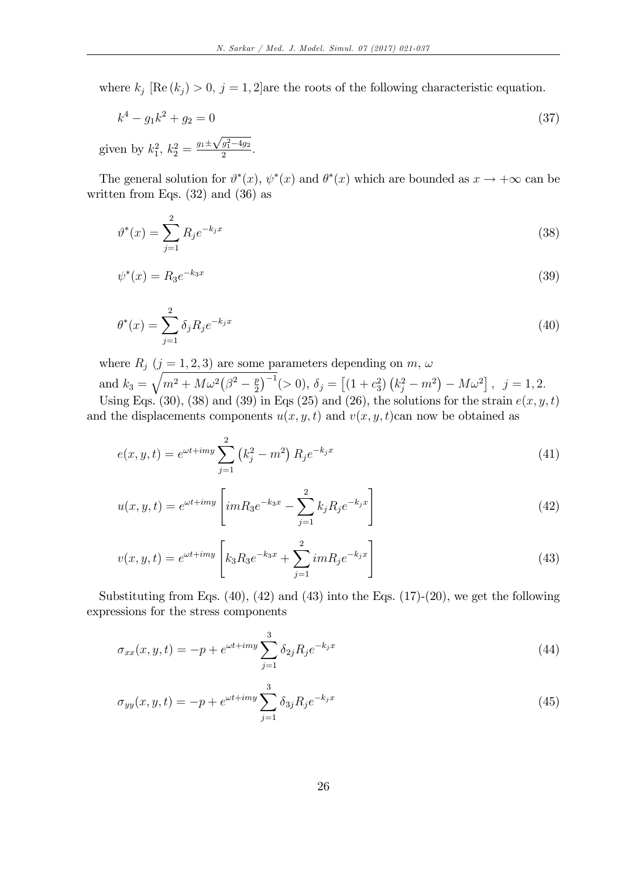where $k_j$ $[\mathrm{Re}(k_j) > 0,\ j = 1,2]$are the roots of the following characteristic equation.

$$k^4 - g_1 k^2 + g_2 = 0 \tag{37}$$

given by $k_1^2,\ k_2^2 = \frac{g_1 \pm \sqrt{g_1^2 - 4g_2}}{2}$.

The general solution for $\vartheta^*(x)$, $\psi^*(x)$ and $\theta^*(x)$ which are bounded as $x \to +\infty$ can be written from Eqs. (32) and (36) as

$$\vartheta^*(x) = \sum_{j=1}^{2} R_j e^{-k_j x} \tag{38}$$

$$\psi^*(x) = R_3 e^{-k_3 x} \tag{39}$$

$$\theta^*(x) = \sum_{j=1}^{2} \delta_j R_j e^{-k_j x} \tag{40}$$

where $R_j$ $(j = 1,2,3)$ are some parameters depending on $m$, $\omega$ and $k_3 = \sqrt{m^2 + M\omega^2 \left(\beta^2 - \frac{p}{2}\right)^{-1}} (> 0)$, $\delta_j = \left[\left(1 + c_3^2\right)\left(k_j^2 - m^2\right) - M\omega^2\right],\ \ j = 1,2.$
Using Eqs. (30), (38) and (39) in Eqs (25) and (26), the solutions for the strain $e(x,y,t)$ and the displacements components $u(x,y,t)$ and $v(x,y,t)$can now be obtained as

$$e(x,y,t) = e^{\omega t + imy} \sum_{j=1}^{2} \left(k_j^2 - m^2\right) R_j e^{-k_j x} \tag{41}$$

$$u(x,y,t) = e^{\omega t + imy} \left[ imR_3 e^{-k_3 x} - \sum_{j=1}^{2} k_j R_j e^{-k_j x} \right] \tag{42}$$

$$v(x,y,t) = e^{\omega t + imy} \left[ k_3 R_3 e^{-k_3 x} + \sum_{j=1}^{2} imR_j e^{-k_j x} \right] \tag{43}$$

Substituting from Eqs. (40), (42) and (43) into the Eqs. (17)-(20), we get the following expressions for the stress components

$$\sigma_{xx}(x,y,t) = -p + e^{\omega t + imy} \sum_{j=1}^{3} \delta_{2j} R_j e^{-k_j x} \tag{44}$$

$$\sigma_{yy}(x,y,t) = -p + e^{\omega t + imy} \sum_{j=1}^{3} \delta_{3j} R_j e^{-k_j x} \tag{45}$$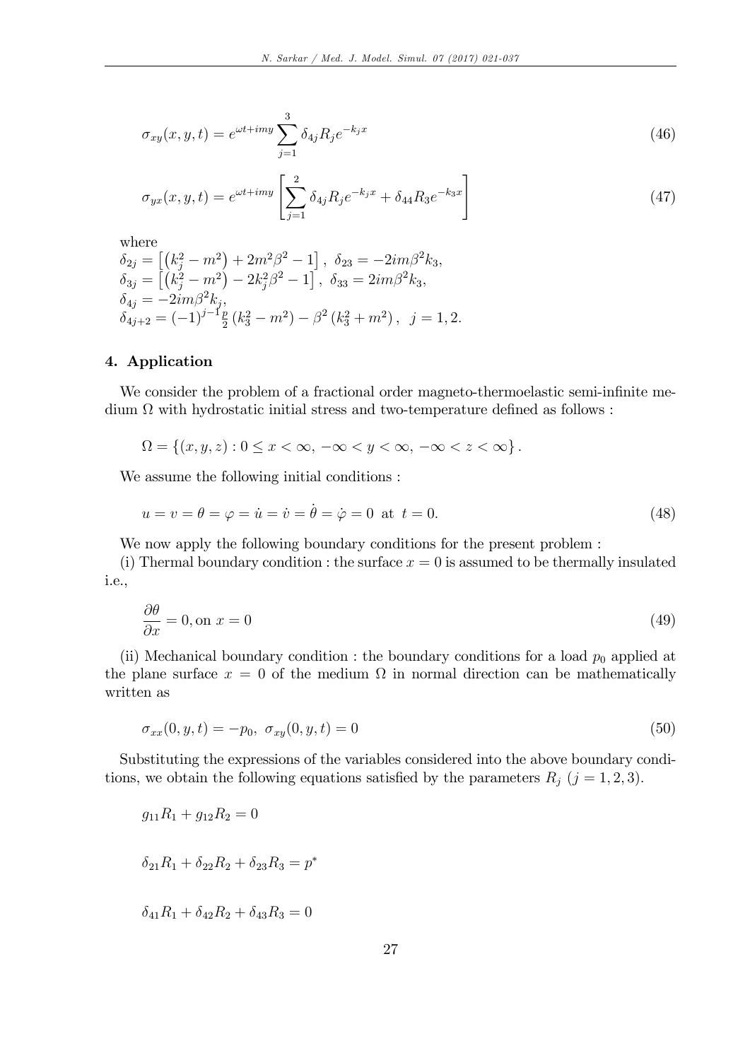$$\sigma_{xy}(x,y,t) = e^{\omega t + imy} \sum_{j=1}^{3} \delta_{4j} R_j e^{-k_j x} \tag{46}$$

$$\sigma_{yx}(x,y,t) = e^{\omega t + imy} \left[ \sum_{j=1}^{2} \delta_{4j} R_j e^{-k_j x} + \delta_{44} R_3 e^{-k_3 x} \right] \tag{47}$$

where

$\delta_{2j} = \left[ \left(k_j^2 - m^2\right) + 2m^2\beta^2 - 1 \right], \ \delta_{23} = -2im\beta^2 k_3,$
$\delta_{3j} = \left[ \left(k_j^2 - m^2\right) - 2k_j^2\beta^2 - 1 \right], \ \delta_{33} = 2im\beta^2 k_3,$
$\delta_{4j} = -2im\beta^2 k_j,$
$\delta_{4j+2} = (-1)^{j-1}\frac{p}{2}\left(k_3^2 - m^2\right) - \beta^2\left(k_3^2 + m^2\right), \ \ j = 1, 2.$

## 4. Application

We consider the problem of a fractional order magneto-thermoelastic semi-infinite medium $\Omega$ with hydrostatic initial stress and two-temperature defined as follows :

$$\Omega = \{(x,y,z) : 0 \leq x < \infty, \ -\infty < y < \infty, \ -\infty < z < \infty\}.$$

We assume the following initial conditions :

$$u = v = \theta = \varphi = \dot{u} = \dot{v} = \dot{\theta} = \dot{\varphi} = 0 \ \text{ at } \ t = 0. \tag{48}$$

We now apply the following boundary conditions for the present problem :

(i) Thermal boundary condition : the surface $x = 0$ is assumed to be thermally insulated i.e.,

$$\frac{\partial \theta}{\partial x} = 0, \text{on } x = 0 \tag{49}$$

(ii) Mechanical boundary condition : the boundary conditions for a load $p_0$ applied at the plane surface $x = 0$ of the medium $\Omega$ in normal direction can be mathematically written as

$$\sigma_{xx}(0,y,t) = -p_0, \ \sigma_{xy}(0,y,t) = 0 \tag{50}$$

Substituting the expressions of the variables considered into the above boundary conditions, we obtain the following equations satisfied by the parameters $R_j$ $(j = 1, 2, 3)$.

$$g_{11}R_1 + g_{12}R_2 = 0$$

$$\delta_{21}R_1 + \delta_{22}R_2 + \delta_{23}R_3 = p^*$$

$$\delta_{41}R_1 + \delta_{42}R_2 + \delta_{43}R_3 = 0$$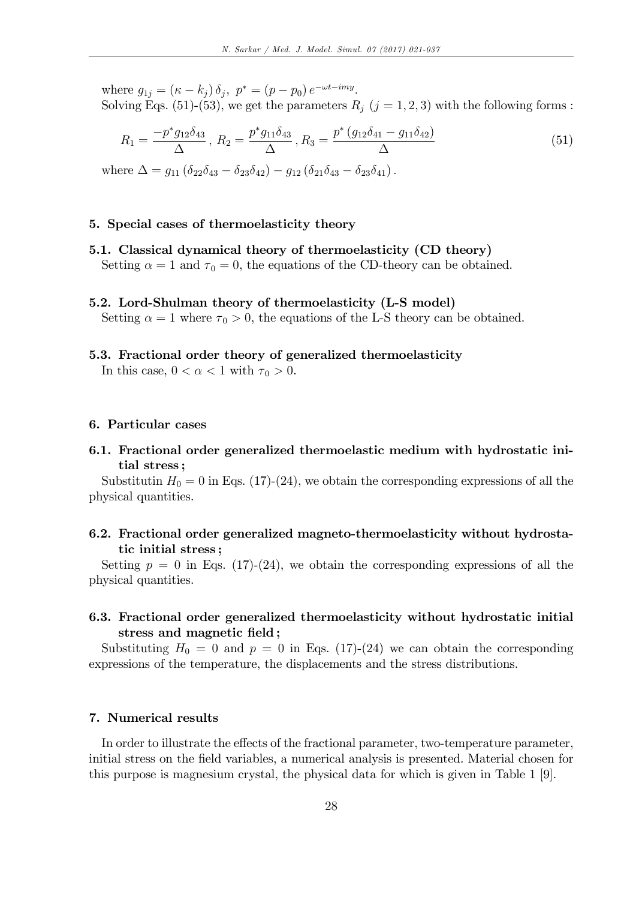where $g_{1j} = (\kappa - k_j)\,\delta_j,\ p^* = (p - p_0)\,e^{-\omega t - imy}$.
Solving Eqs. (51)-(53), we get the parameters $R_j$ $(j = 1, 2, 3)$ with the following forms :

$$R_1 = \frac{-p^* g_{12}\delta_{43}}{\Delta},\ R_2 = \frac{p^* g_{11}\delta_{43}}{\Delta},\ R_3 = \frac{p^*\left(g_{12}\delta_{41} - g_{11}\delta_{42}\right)}{\Delta} \tag{51}$$

where $\Delta = g_{11}\left(\delta_{22}\delta_{43} - \delta_{23}\delta_{42}\right) - g_{12}\left(\delta_{21}\delta_{43} - \delta_{23}\delta_{41}\right)$.

## 5. Special cases of thermoelasticity theory

### 5.1. Classical dynamical theory of thermoelasticity (CD theory)

Setting $\alpha = 1$ and $\tau_0 = 0$, the equations of the CD-theory can be obtained.

### 5.2. Lord-Shulman theory of thermoelasticity (L-S model)

Setting $\alpha = 1$ where $\tau_0 > 0$, the equations of the L-S theory can be obtained.

### 5.3. Fractional order theory of generalized thermoelasticity

In this case, $0 < \alpha < 1$ with $\tau_0 > 0$.

## 6. Particular cases

### 6.1. Fractional order generalized thermoelastic medium with hydrostatic initial stress ;

Substitutin $H_0 = 0$ in Eqs. (17)-(24), we obtain the corresponding expressions of all the physical quantities.

### 6.2. Fractional order generalized magneto-thermoelasticity without hydrostatic initial stress ;

Setting $p = 0$ in Eqs. (17)-(24), we obtain the corresponding expressions of all the physical quantities.

### 6.3. Fractional order generalized thermoelasticity without hydrostatic initial stress and magnetic field ;

Substituting $H_0 = 0$ and $p = 0$ in Eqs. (17)-(24) we can obtain the corresponding expressions of the temperature, the displacements and the stress distributions.

## 7. Numerical results

In order to illustrate the effects of the fractional parameter, two-temperature parameter, initial stress on the field variables, a numerical analysis is presented. Material chosen for this purpose is magnesium crystal, the physical data for which is given in Table 1 [9].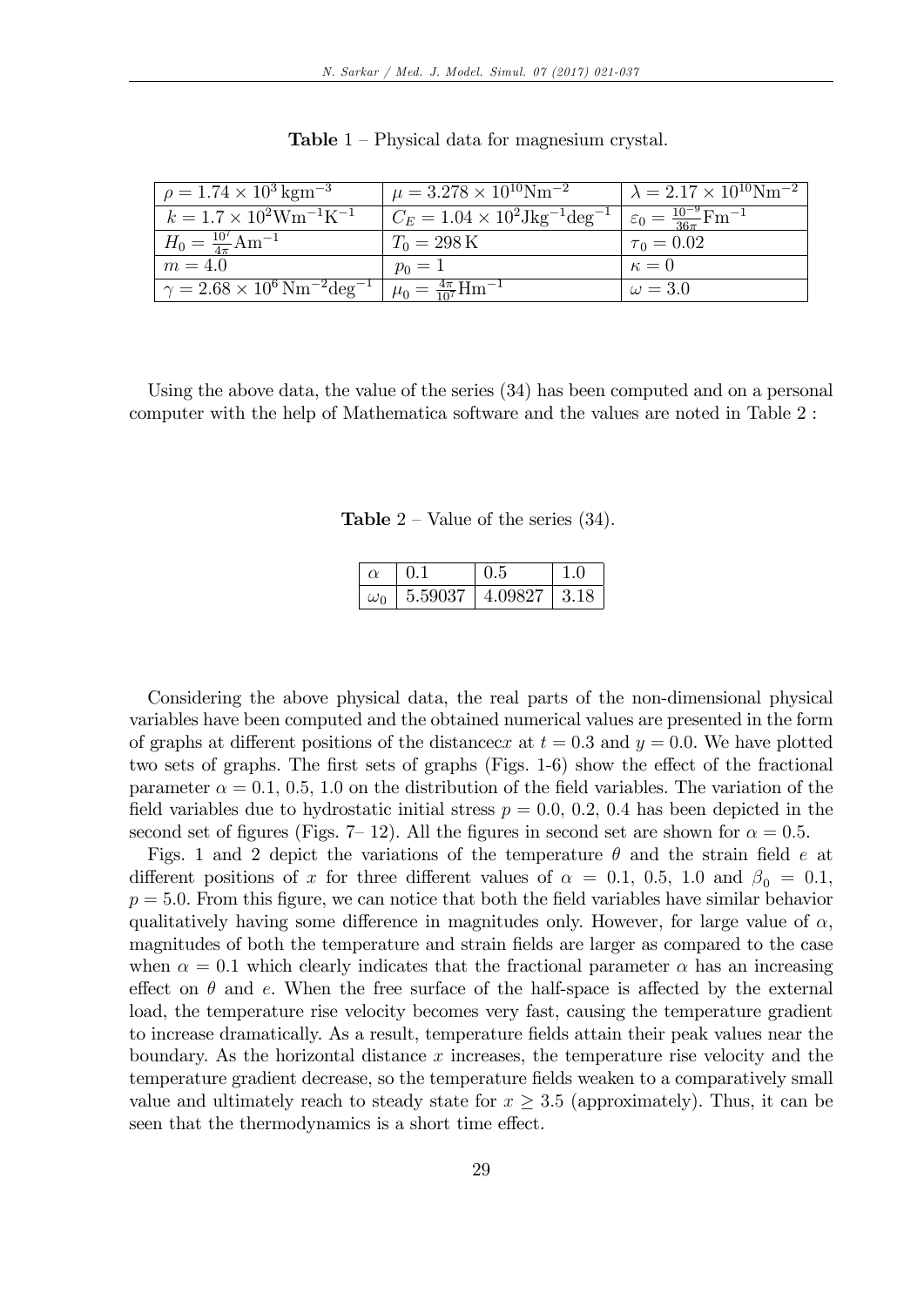**Table** 1 – Physical data for magnesium crystal.

| | | |
|---|---|---|
| $\rho = 1.74 \times 10^3\,\mathrm{kgm}^{-3}$ | $\mu = 3.278 \times 10^{10}\mathrm{Nm}^{-2}$ | $\lambda = 2.17 \times 10^{10}\mathrm{Nm}^{-2}$ |
| $k = 1.7 \times 10^2\mathrm{Wm}^{-1}\mathrm{K}^{-1}$ | $C_E = 1.04 \times 10^2\mathrm{Jkg}^{-1}\mathrm{deg}^{-1}$ | $\varepsilon_0 = \frac{10^{-9}}{36\pi}\mathrm{Fm}^{-1}$ |
| $H_0 = \frac{10^7}{4\pi}\mathrm{Am}^{-1}$ | $T_0 = 298\,\mathrm{K}$ | $\tau_0 = 0.02$ |
| $m = 4.0$ | $p_0 = 1$ | $\kappa = 0$ |
| $\gamma = 2.68 \times 10^6\,\mathrm{Nm}^{-2}\mathrm{deg}^{-1}$ | $\mu_0 = \frac{4\pi}{10^7}\mathrm{Hm}^{-1}$ | $\omega = 3.0$ |

Using the above data, the value of the series (34) has been computed and on a personal computer with the help of Mathematica software and the values are noted in Table 2 :

**Table** 2 – Value of the series (34).

| $\alpha$ | 0.1 | 0.5 | 1.0 |
|---|---|---|---|
| $\omega_0$ | 5.59037 | 4.09827 | 3.18 |

Considering the above physical data, the real parts of the non-dimensional physical variables have been computed and the obtained numerical values are presented in the form of graphs at different positions of the distance$x$ at $t = 0.3$ and $y = 0.0$. We have plotted two sets of graphs. The first sets of graphs (Figs. 1-6) show the effect of the fractional parameter $\alpha = 0.1$, 0.5, 1.0 on the distribution of the field variables. The variation of the field variables due to hydrostatic initial stress $p = 0.0$, 0.2, 0.4 has been depicted in the second set of figures (Figs. 7– 12). All the figures in second set are shown for $\alpha = 0.5$.

Figs. 1 and 2 depict the variations of the temperature $\theta$ and the strain field $e$ at different positions of $x$ for three different values of $\alpha = 0.1$, 0.5, 1.0 and $\beta_0 = 0.1$, $p = 5.0$. From this figure, we can notice that both the field variables have similar behavior qualitatively having some difference in magnitudes only. However, for large value of $\alpha$, magnitudes of both the temperature and strain fields are larger as compared to the case when $\alpha = 0.1$ which clearly indicates that the fractional parameter $\alpha$ has an increasing effect on $\theta$ and $e$. When the free surface of the half-space is affected by the external load, the temperature rise velocity becomes very fast, causing the temperature gradient to increase dramatically. As a result, temperature fields attain their peak values near the boundary. As the horizontal distance $x$ increases, the temperature rise velocity and the temperature gradient decrease, so the temperature fields weaken to a comparatively small value and ultimately reach to steady state for $x \geq 3.5$ (approximately). Thus, it can be seen that the thermodynamics is a short time effect.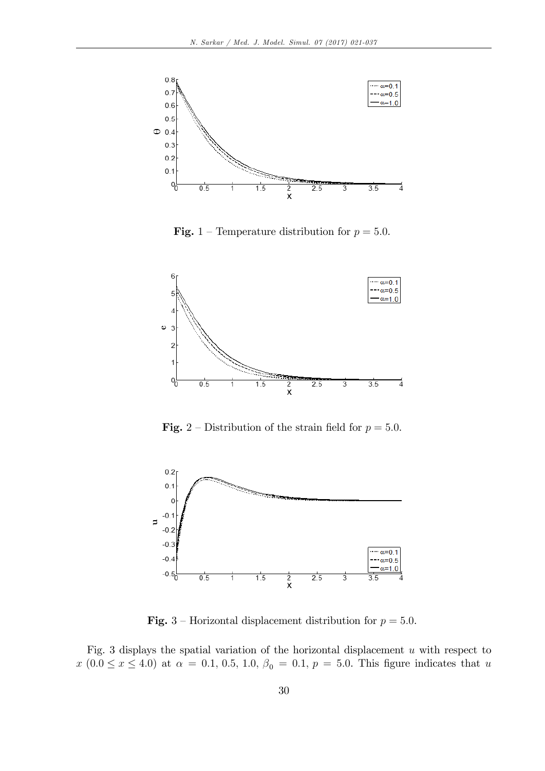**Fig.** 1 – Temperature distribution for $p = 5.0$.

**Fig.** 2 – Distribution of the strain field for $p = 5.0$.

**Fig.** 3 – Horizontal displacement distribution for $p = 5.0$.

Fig. 3 displays the spatial variation of the horizontal displacement $u$ with respect to $x$ $(0.0 \leq x \leq 4.0)$ at $\alpha = 0.1, 0.5, 1.0$, $\beta_0 = 0.1$, $p = 5.0$. This figure indicates that $u$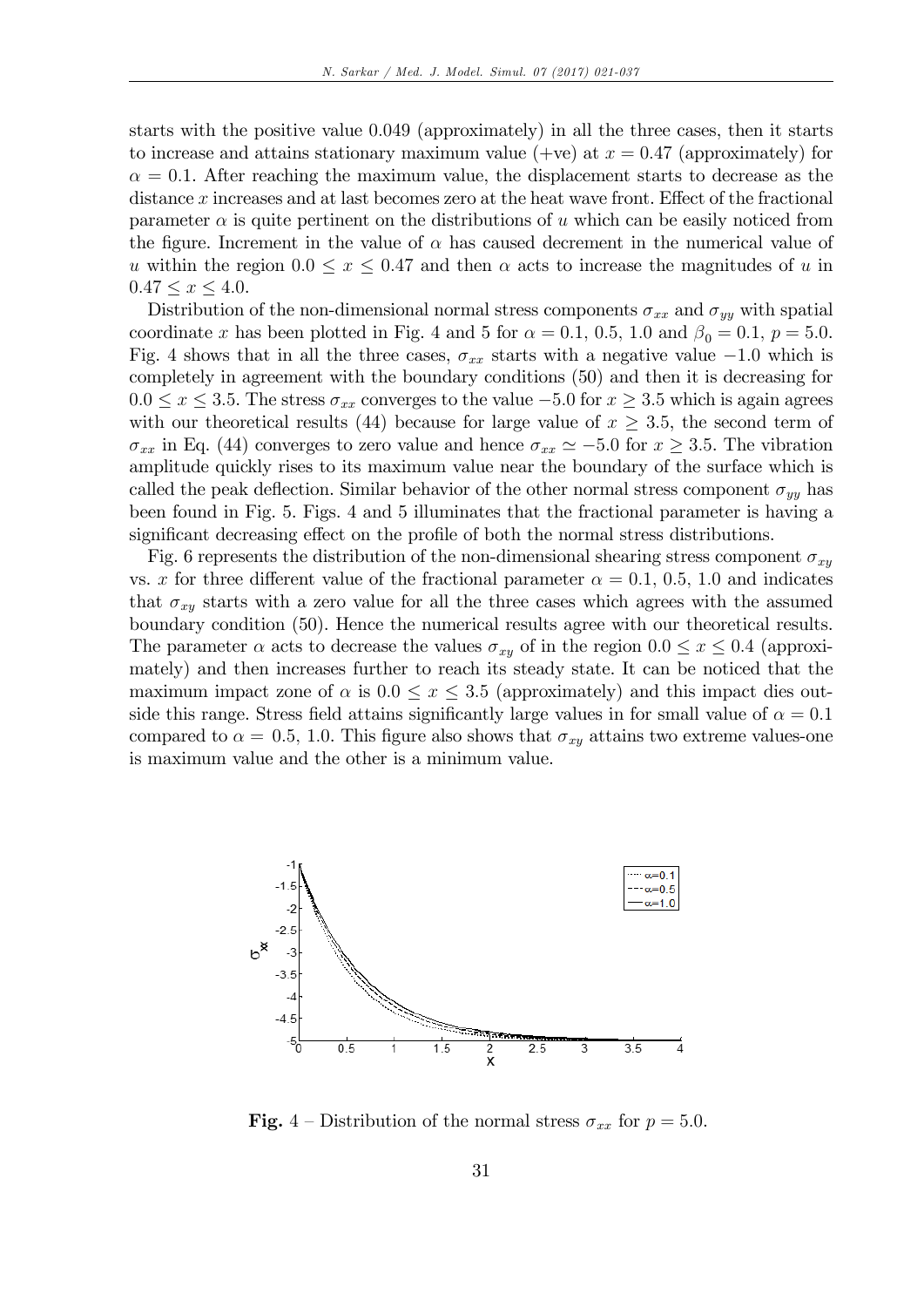starts with the positive value 0.049 (approximately) in all the three cases, then it starts to increase and attains stationary maximum value (+ve) at $x = 0.47$ (approximately) for $\alpha = 0.1$. After reaching the maximum value, the displacement starts to decrease as the distance $x$ increases and at last becomes zero at the heat wave front. Effect of the fractional parameter $\alpha$ is quite pertinent on the distributions of $u$ which can be easily noticed from the figure. Increment in the value of $\alpha$ has caused decrement in the numerical value of $u$ within the region $0.0 \leq x \leq 0.47$ and then $\alpha$ acts to increase the magnitudes of $u$ in $0.47 \leq x \leq 4.0$.

Distribution of the non-dimensional normal stress components $\sigma_{xx}$ and $\sigma_{yy}$ with spatial coordinate $x$ has been plotted in Fig. 4 and 5 for $\alpha = 0.1$, 0.5, 1.0 and $\beta_0 = 0.1$, $p = 5.0$. Fig. 4 shows that in all the three cases, $\sigma_{xx}$ starts with a negative value $-1.0$ which is completely in agreement with the boundary conditions (50) and then it is decreasing for $0.0 \leq x \leq 3.5$. The stress $\sigma_{xx}$ converges to the value $-5.0$ for $x \geq 3.5$ which is again agrees with our theoretical results (44) because for large value of $x \geq 3.5$, the second term of $\sigma_{xx}$ in Eq. (44) converges to zero value and hence $\sigma_{xx} \simeq -5.0$ for $x \geq 3.5$. The vibration amplitude quickly rises to its maximum value near the boundary of the surface which is called the peak deflection. Similar behavior of the other normal stress component $\sigma_{yy}$ has been found in Fig. 5. Figs. 4 and 5 illuminates that the fractional parameter is having a significant decreasing effect on the profile of both the normal stress distributions.

Fig. 6 represents the distribution of the non-dimensional shearing stress component $\sigma_{xy}$ vs. $x$ for three different value of the fractional parameter $\alpha = 0.1$, 0.5, 1.0 and indicates that $\sigma_{xy}$ starts with a zero value for all the three cases which agrees with the assumed boundary condition (50). Hence the numerical results agree with our theoretical results. The parameter $\alpha$ acts to decrease the values $\sigma_{xy}$ of in the region $0.0 \leq x \leq 0.4$ (approximately) and then increases further to reach its steady state. It can be noticed that the maximum impact zone of $\alpha$ is $0.0 \leq x \leq 3.5$ (approximately) and this impact dies outside this range. Stress field attains significantly large values in for small value of $\alpha = 0.1$ compared to $\alpha = 0.5$, 1.0. This figure also shows that $\sigma_{xy}$ attains two extreme values-one is maximum value and the other is a minimum value.

**Fig.** 4 – Distribution of the normal stress $\sigma_{xx}$ for $p = 5.0$.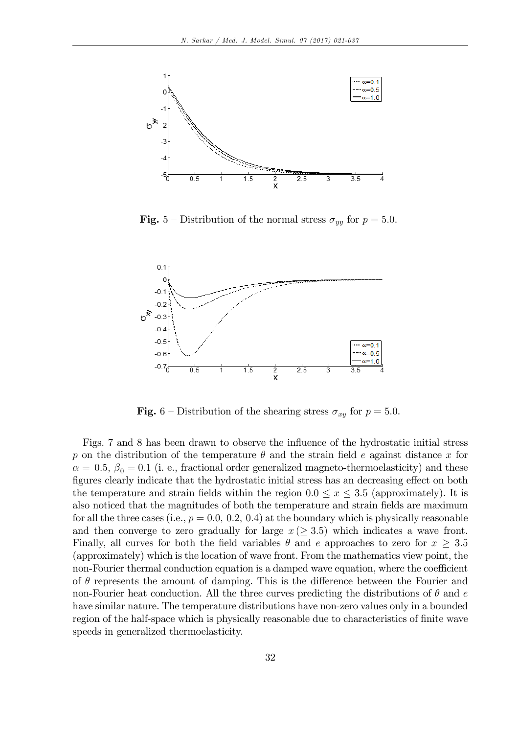**Fig.** 5 – Distribution of the normal stress $\sigma_{yy}$ for $p = 5.0$.

**Fig.** 6 – Distribution of the shearing stress $\sigma_{xy}$ for $p = 5.0$.

Figs. 7 and 8 has been drawn to observe the influence of the hydrostatic initial stress $p$ on the distribution of the temperature $\theta$ and the strain field $e$ against distance $x$ for $\alpha = 0.5$, $\beta_0 = 0.1$ (i. e., fractional order generalized magneto-thermoelasticity) and these figures clearly indicate that the hydrostatic initial stress has an decreasing effect on both the temperature and strain fields within the region $0.0 \leq x \leq 3.5$ (approximately). It is also noticed that the magnitudes of both the temperature and strain fields are maximum for all the three cases (i.e., $p = 0.0,\ 0.2,\ 0.4$) at the boundary which is physically reasonable and then converge to zero gradually for large $x\,(\geq 3.5)$ which indicates a wave front. Finally, all curves for both the field variables $\theta$ and $e$ approaches to zero for $x \geq 3.5$ (approximately) which is the location of wave front. From the mathematics view point, the non-Fourier thermal conduction equation is a damped wave equation, where the coefficient of $\theta$ represents the amount of damping. This is the difference between the Fourier and non-Fourier heat conduction. All the three curves predicting the distributions of $\theta$ and $e$ have similar nature. The temperature distributions have non-zero values only in a bounded region of the half-space which is physically reasonable due to characteristics of finite wave speeds in generalized thermoelasticity.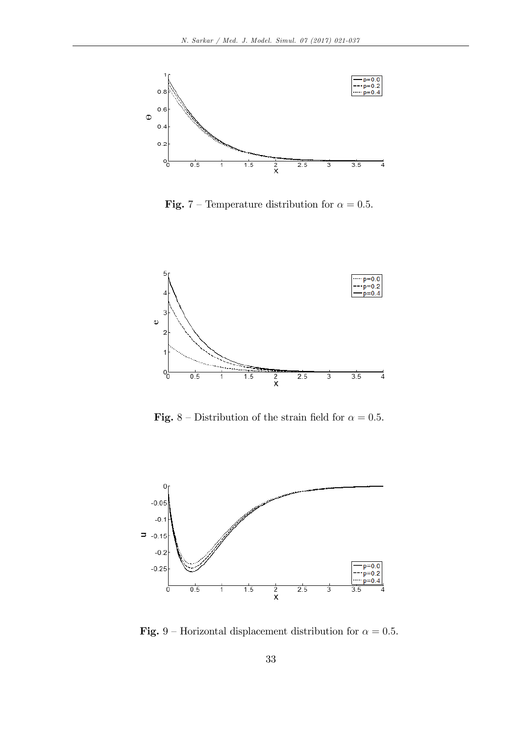**Fig. 7** – Temperature distribution for $\alpha = 0.5$.

**Fig. 8** – Distribution of the strain field for $\alpha = 0.5$.

**Fig. 9** – Horizontal displacement distribution for $\alpha = 0.5$.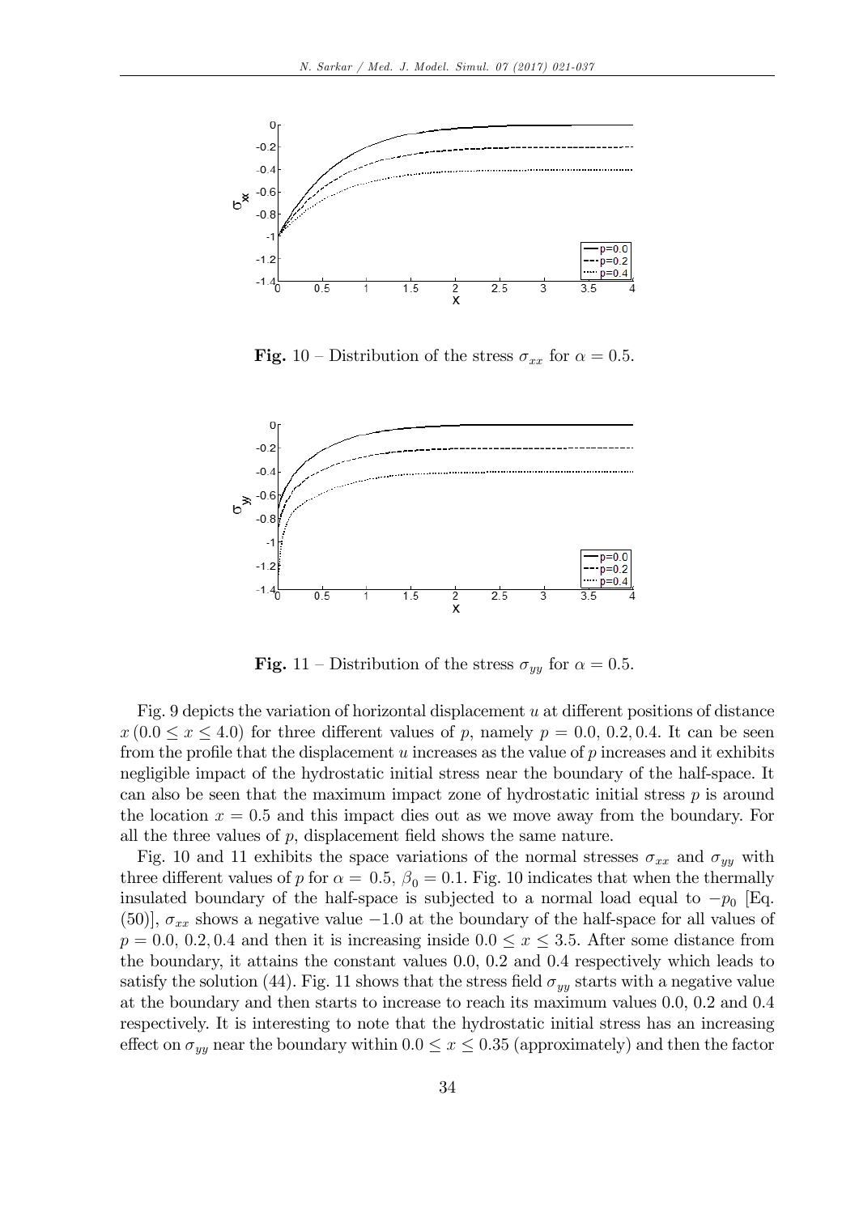**Fig.** 10 – Distribution of the stress $\sigma_{xx}$ for $\alpha = 0.5$.

**Fig.** 11 – Distribution of the stress $\sigma_{yy}$ for $\alpha = 0.5$.

Fig. 9 depicts the variation of horizontal displacement $u$ at different positions of distance $x\,(0.0 \leq x \leq 4.0)$ for three different values of $p$, namely $p = 0.0,\, 0.2, 0.4$. It can be seen from the profile that the displacement $u$ increases as the value of $p$ increases and it exhibits negligible impact of the hydrostatic initial stress near the boundary of the half-space. It can also be seen that the maximum impact zone of hydrostatic initial stress $p$ is around the location $x = 0.5$ and this impact dies out as we move away from the boundary. For all the three values of $p$, displacement field shows the same nature.

Fig. 10 and 11 exhibits the space variations of the normal stresses $\sigma_{xx}$ and $\sigma_{yy}$ with three different values of $p$ for $\alpha = 0.5$, $\beta_0 = 0.1$. Fig. 10 indicates that when the thermally insulated boundary of the half-space is subjected to a normal load equal to $-p_0$ [Eq. (50)], $\sigma_{xx}$ shows a negative value $-1.0$ at the boundary of the half-space for all values of $p = 0.0,\, 0.2, 0.4$ and then it is increasing inside $0.0 \leq x \leq 3.5$. After some distance from the boundary, it attains the constant values 0.0, 0.2 and 0.4 respectively which leads to satisfy the solution (44). Fig. 11 shows that the stress field $\sigma_{yy}$ starts with a negative value at the boundary and then starts to increase to reach its maximum values 0.0, 0.2 and 0.4 respectively. It is interesting to note that the hydrostatic initial stress has an increasing effect on $\sigma_{yy}$ near the boundary within $0.0 \leq x \leq 0.35$ (approximately) and then the factor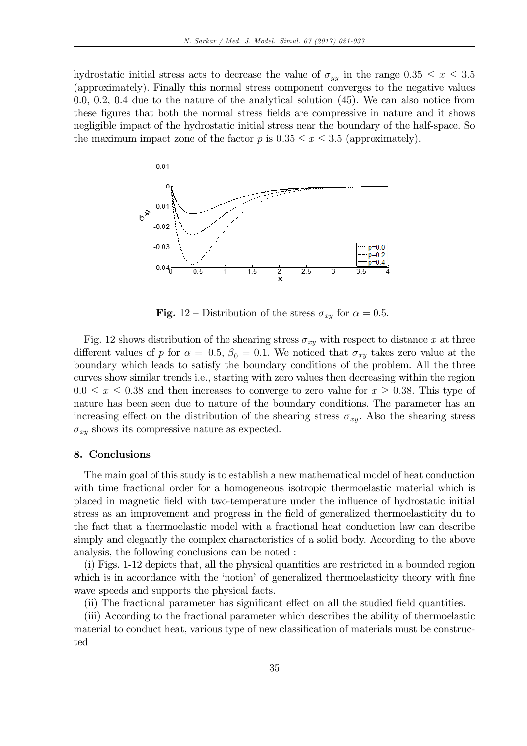hydrostatic initial stress acts to decrease the value of $\sigma_{yy}$ in the range $0.35 \leq x \leq 3.5$ (approximately). Finally this normal stress component converges to the negative values 0.0, 0.2, 0.4 due to the nature of the analytical solution (45). We can also notice from these figures that both the normal stress fields are compressive in nature and it shows negligible impact of the hydrostatic initial stress near the boundary of the half-space. So the maximum impact zone of the factor $p$ is $0.35 \leq x \leq 3.5$ (approximately).

**Fig.** 12 – Distribution of the stress $\sigma_{xy}$ for $\alpha = 0.5$.

Fig. 12 shows distribution of the shearing stress $\sigma_{xy}$ with respect to distance $x$ at three different values of $p$ for $\alpha = 0.5$, $\beta_0 = 0.1$. We noticed that $\sigma_{xy}$ takes zero value at the boundary which leads to satisfy the boundary conditions of the problem. All the three curves show similar trends i.e., starting with zero values then decreasing within the region $0.0 \leq x \leq 0.38$ and then increases to converge to zero value for $x \geq 0.38$. This type of nature has been seen due to nature of the boundary conditions. The parameter has an increasing effect on the distribution of the shearing stress $\sigma_{xy}$. Also the shearing stress $\sigma_{xy}$ shows its compressive nature as expected.

## 8. Conclusions

The main goal of this study is to establish a new mathematical model of heat conduction with time fractional order for a homogeneous isotropic thermoelastic material which is placed in magnetic field with two-temperature under the influence of hydrostatic initial stress as an improvement and progress in the field of generalized thermoelasticity du to the fact that a thermoelastic model with a fractional heat conduction law can describe simply and elegantly the complex characteristics of a solid body. According to the above analysis, the following conclusions can be noted :

(i) Figs. 1-12 depicts that, all the physical quantities are restricted in a bounded region which is in accordance with the 'notion' of generalized thermoelasticity theory with fine wave speeds and supports the physical facts.

(ii) The fractional parameter has significant effect on all the studied field quantities.

(iii) According to the fractional parameter which describes the ability of thermoelastic material to conduct heat, various type of new classification of materials must be constructed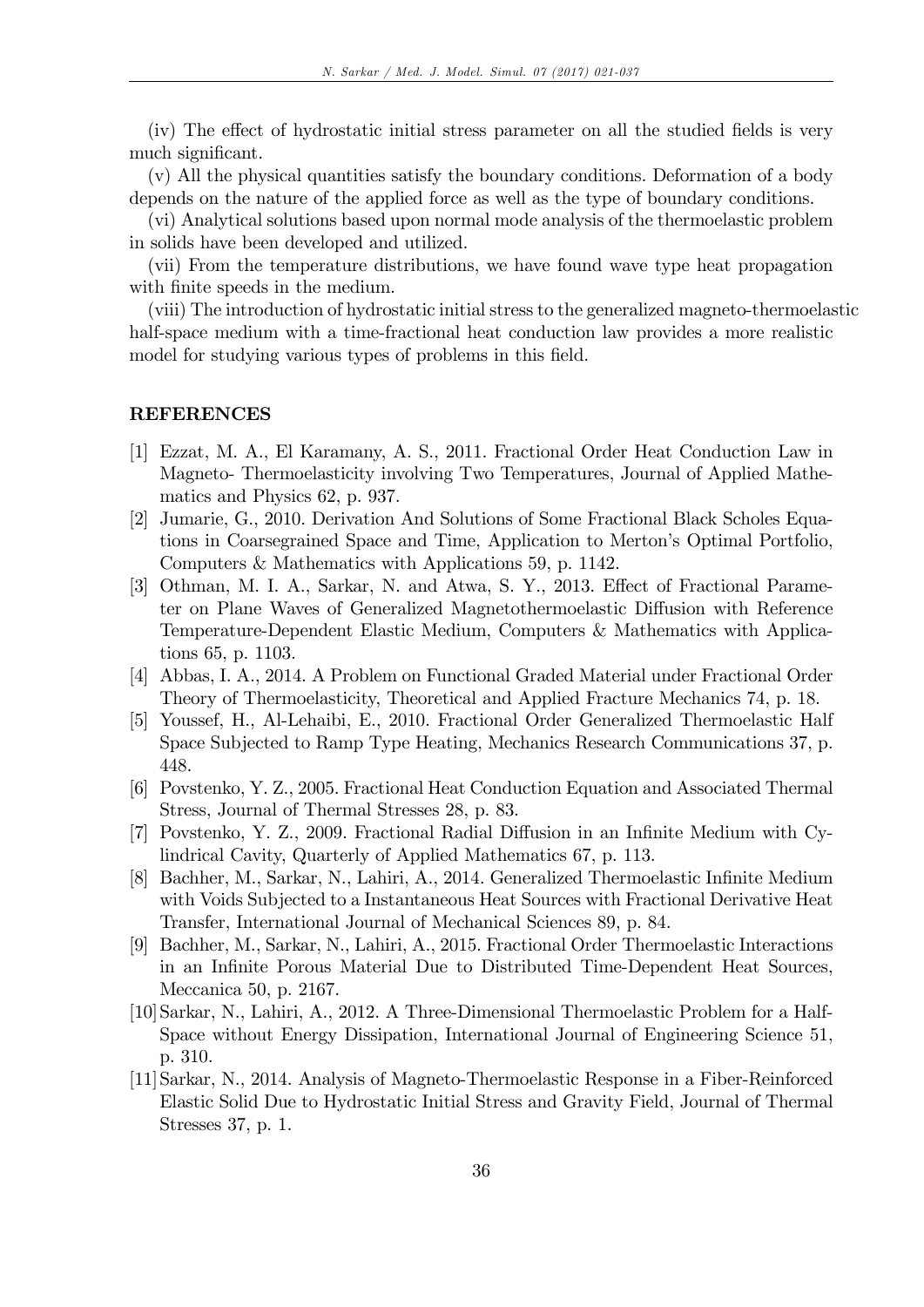(iv) The effect of hydrostatic initial stress parameter on all the studied fields is very much significant.

(v) All the physical quantities satisfy the boundary conditions. Deformation of a body depends on the nature of the applied force as well as the type of boundary conditions.

(vi) Analytical solutions based upon normal mode analysis of the thermoelastic problem in solids have been developed and utilized.

(vii) From the temperature distributions, we have found wave type heat propagation with finite speeds in the medium.

(viii) The introduction of hydrostatic initial stress to the generalized magneto-thermoelastic half-space medium with a time-fractional heat conduction law provides a more realistic model for studying various types of problems in this field.

## REFERENCES

[1] Ezzat, M. A., El Karamany, A. S., 2011. Fractional Order Heat Conduction Law in Magneto- Thermoelasticity involving Two Temperatures, Journal of Applied Mathematics and Physics 62, p. 937.

[2] Jumarie, G., 2010. Derivation And Solutions of Some Fractional Black Scholes Equations in Coarsegrained Space and Time, Application to Merton's Optimal Portfolio, Computers & Mathematics with Applications 59, p. 1142.

[3] Othman, M. I. A., Sarkar, N. and Atwa, S. Y., 2013. Effect of Fractional Parameter on Plane Waves of Generalized Magnetothermoelastic Diffusion with Reference Temperature-Dependent Elastic Medium, Computers & Mathematics with Applications 65, p. 1103.

[4] Abbas, I. A., 2014. A Problem on Functional Graded Material under Fractional Order Theory of Thermoelasticity, Theoretical and Applied Fracture Mechanics 74, p. 18.

[5] Youssef, H., Al-Lehaibi, E., 2010. Fractional Order Generalized Thermoelastic Half Space Subjected to Ramp Type Heating, Mechanics Research Communications 37, p. 448.

[6] Povstenko, Y. Z., 2005. Fractional Heat Conduction Equation and Associated Thermal Stress, Journal of Thermal Stresses 28, p. 83.

[7] Povstenko, Y. Z., 2009. Fractional Radial Diffusion in an Infinite Medium with Cylindrical Cavity, Quarterly of Applied Mathematics 67, p. 113.

[8] Bachher, M., Sarkar, N., Lahiri, A., 2014. Generalized Thermoelastic Infinite Medium with Voids Subjected to a Instantaneous Heat Sources with Fractional Derivative Heat Transfer, International Journal of Mechanical Sciences 89, p. 84.

[9] Bachher, M., Sarkar, N., Lahiri, A., 2015. Fractional Order Thermoelastic Interactions in an Infinite Porous Material Due to Distributed Time-Dependent Heat Sources, Meccanica 50, p. 2167.

[10] Sarkar, N., Lahiri, A., 2012. A Three-Dimensional Thermoelastic Problem for a Half-Space without Energy Dissipation, International Journal of Engineering Science 51, p. 310.

[11] Sarkar, N., 2014. Analysis of Magneto-Thermoelastic Response in a Fiber-Reinforced Elastic Solid Due to Hydrostatic Initial Stress and Gravity Field, Journal of Thermal Stresses 37, p. 1.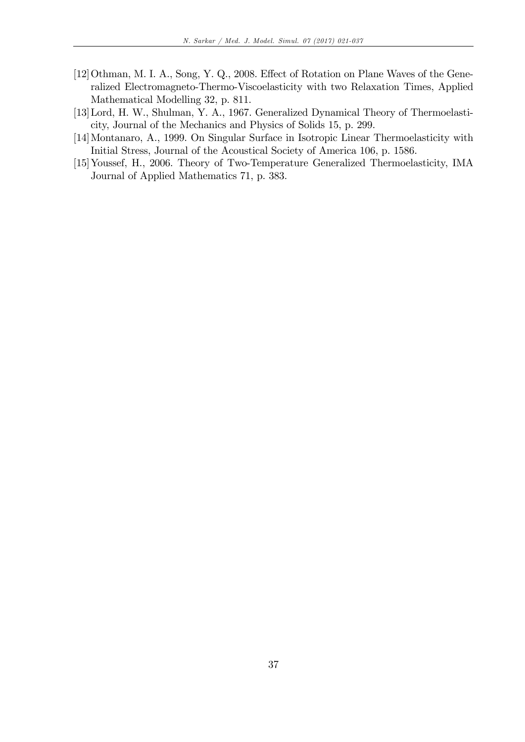[12] Othman, M. I. A., Song, Y. Q., 2008. Effect of Rotation on Plane Waves of the Generalized Electromagneto-Thermo-Viscoelasticity with two Relaxation Times, Applied Mathematical Modelling 32, p. 811.

[13] Lord, H. W., Shulman, Y. A., 1967. Generalized Dynamical Theory of Thermoelasticity, Journal of the Mechanics and Physics of Solids 15, p. 299.

[14] Montanaro, A., 1999. On Singular Surface in Isotropic Linear Thermoelasticity with Initial Stress, Journal of the Acoustical Society of America 106, p. 1586.

[15] Youssef, H., 2006. Theory of Two-Temperature Generalized Thermoelasticity, IMA Journal of Applied Mathematics 71, p. 383.